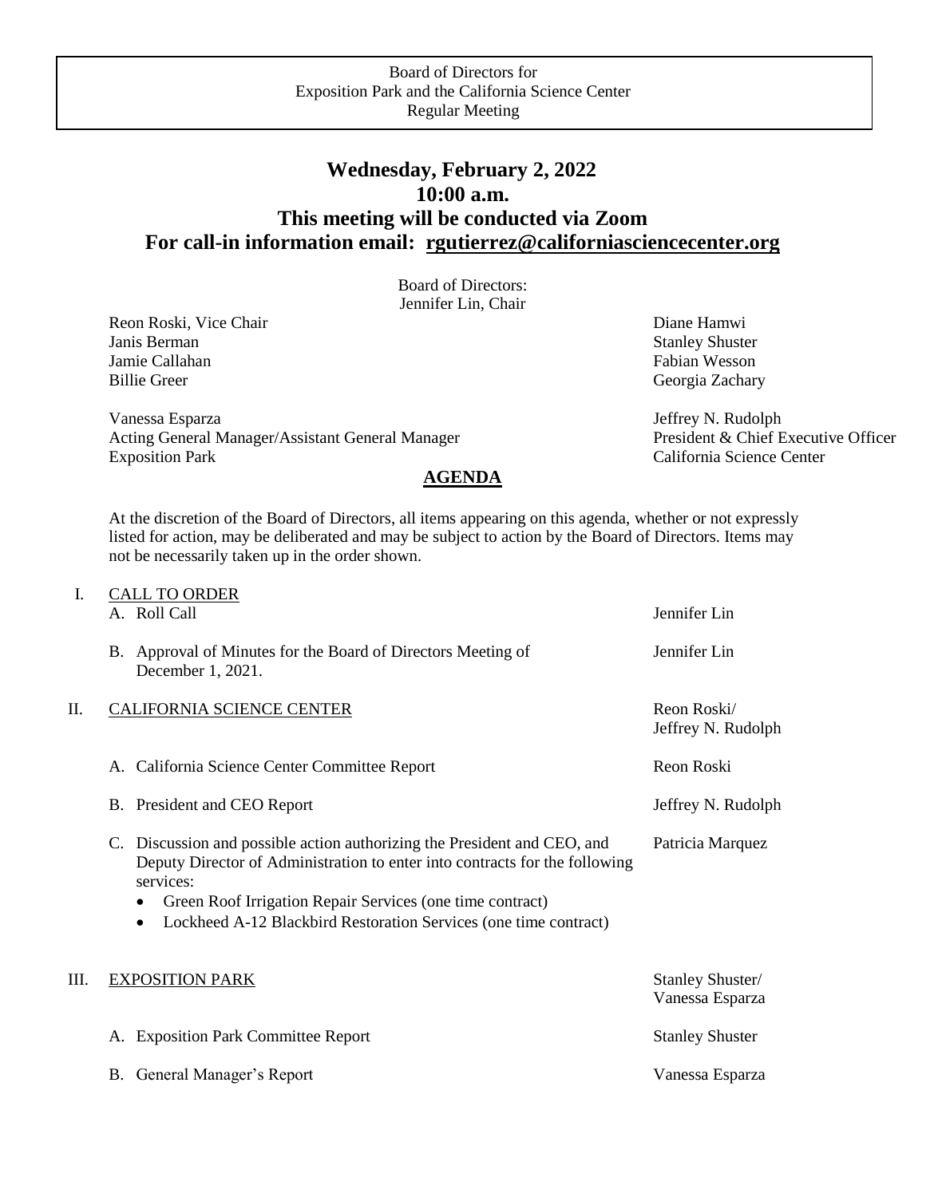Board of Directors for
Exposition Park and the California Science Center
Regular Meeting

# Wednesday, February 2, 2022
# 10:00 a.m.
# This meeting will be conducted via Zoom
# For call-in information email: rgutierrez@californiasciencecenter.org

Board of Directors:
Jennifer Lin, Chair

Reon Roski, Vice Chair
Janis Berman
Jamie Callahan
Billie Greer
Diane Hamwi
Stanley Shuster
Fabian Wesson
Georgia Zachary

Vanessa Esparza
Acting General Manager/Assistant General Manager
Exposition Park

Jeffrey N. Rudolph
President & Chief Executive Officer
California Science Center

## AGENDA

At the discretion of the Board of Directors, all items appearing on this agenda, whether or not expressly listed for action, may be deliberated and may be subject to action by the Board of Directors. Items may not be necessarily taken up in the order shown.

I. CALL TO ORDER

A. Roll Call — Jennifer Lin

B. Approval of Minutes for the Board of Directors Meeting of December 1, 2021. — Jennifer Lin

II. CALIFORNIA SCIENCE CENTER — Reon Roski/ Jeffrey N. Rudolph

A. California Science Center Committee Report — Reon Roski

B. President and CEO Report — Jeffrey N. Rudolph

C. Discussion and possible action authorizing the President and CEO, and Deputy Director of Administration to enter into contracts for the following services: — Patricia Marquez
- Green Roof Irrigation Repair Services (one time contract)
- Lockheed A-12 Blackbird Restoration Services (one time contract)

III. EXPOSITION PARK — Stanley Shuster/ Vanessa Esparza

A. Exposition Park Committee Report — Stanley Shuster

B. General Manager's Report — Vanessa Esparza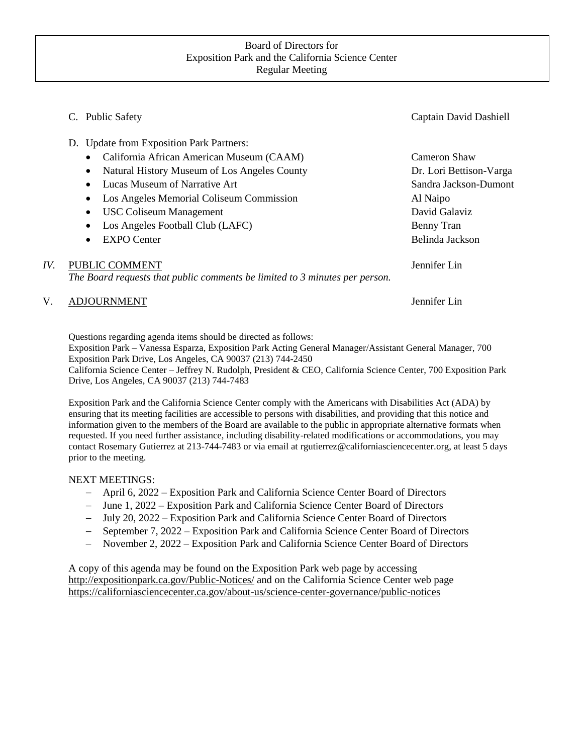Board of Directors for
Exposition Park and the California Science Center
Regular Meeting

C. Public Safety — Captain David Dashiell

D. Update from Exposition Park Partners:

- California African American Museum (CAAM) — Cameron Shaw
- Natural History Museum of Los Angeles County — Dr. Lori Bettison-Varga
- Lucas Museum of Narrative Art — Sandra Jackson-Dumont
- Los Angeles Memorial Coliseum Commission — Al Naipo
- USC Coliseum Management — David Galaviz
- Los Angeles Football Club (LAFC) — Benny Tran
- EXPO Center — Belinda Jackson

*IV.* PUBLIC COMMENT — Jennifer Lin
*The Board requests that public comments be limited to 3 minutes per person.*

V. ADJOURNMENT — Jennifer Lin

Questions regarding agenda items should be directed as follows:
Exposition Park – Vanessa Esparza, Exposition Park Acting General Manager/Assistant General Manager, 700 Exposition Park Drive, Los Angeles, CA 90037 (213) 744-2450
California Science Center – Jeffrey N. Rudolph, President & CEO, California Science Center, 700 Exposition Park Drive, Los Angeles, CA 90037 (213) 744-7483

Exposition Park and the California Science Center comply with the Americans with Disabilities Act (ADA) by ensuring that its meeting facilities are accessible to persons with disabilities, and providing that this notice and information given to the members of the Board are available to the public in appropriate alternative formats when requested. If you need further assistance, including disability-related modifications or accommodations, you may contact Rosemary Gutierrez at 213-744-7483 or via email at rgutierrez@californiasciencecenter.org, at least 5 days prior to the meeting.

NEXT MEETINGS:

- April 6, 2022 – Exposition Park and California Science Center Board of Directors
- June 1, 2022 – Exposition Park and California Science Center Board of Directors
- July 20, 2022 – Exposition Park and California Science Center Board of Directors
- September 7, 2022 – Exposition Park and California Science Center Board of Directors
- November 2, 2022 – Exposition Park and California Science Center Board of Directors

A copy of this agenda may be found on the Exposition Park web page by accessing http://expositionpark.ca.gov/Public-Notices/ and on the California Science Center web page https://californiasciencecenter.ca.gov/about-us/science-center-governance/public-notices